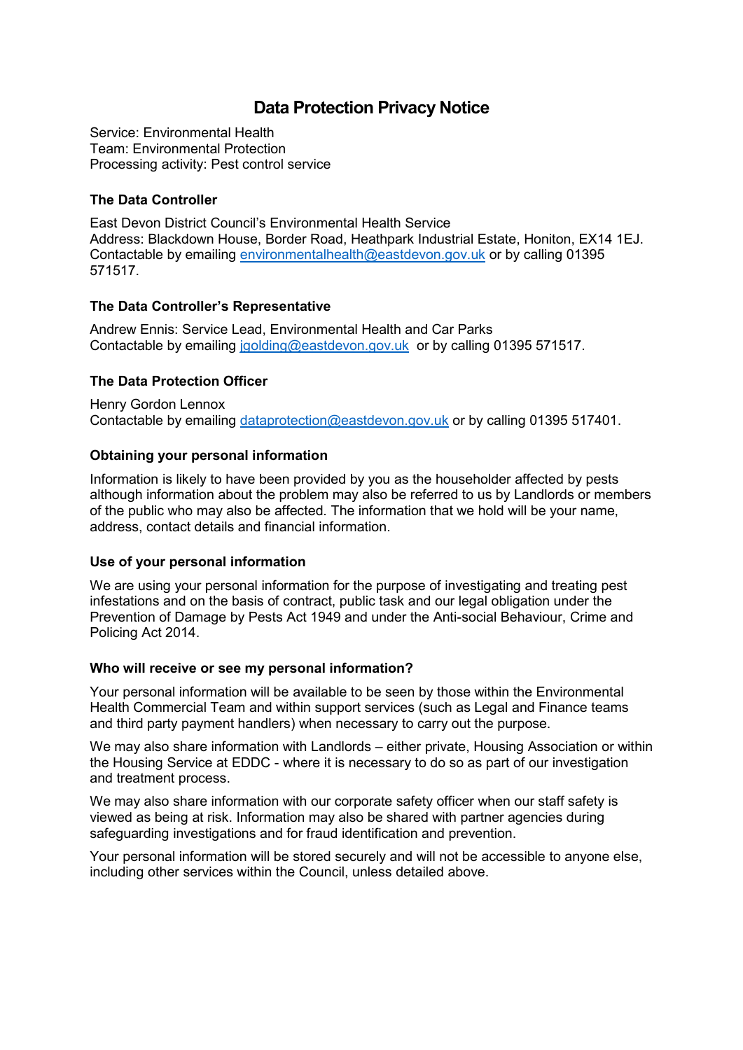# Data Protection Privacy Notice

Service: Environmental Health
Team: Environmental Protection
Processing activity: Pest control service

### The Data Controller

East Devon District Council's Environmental Health Service
Address: Blackdown House, Border Road, Heathpark Industrial Estate, Honiton, EX14 1EJ.
Contactable by emailing environmentalhealth@eastdevon.gov.uk or by calling 01395 571517.

### The Data Controller's Representative

Andrew Ennis: Service Lead, Environmental Health and Car Parks
Contactable by emailing jgolding@eastdevon.gov.uk or by calling 01395 571517.

### The Data Protection Officer

Henry Gordon Lennox
Contactable by emailing dataprotection@eastdevon.gov.uk or by calling 01395 517401.

### Obtaining your personal information

Information is likely to have been provided by you as the householder affected by pests although information about the problem may also be referred to us by Landlords or members of the public who may also be affected. The information that we hold will be your name, address, contact details and financial information.

### Use of your personal information

We are using your personal information for the purpose of investigating and treating pest infestations and on the basis of contract, public task and our legal obligation under the Prevention of Damage by Pests Act 1949 and under the Anti-social Behaviour, Crime and Policing Act 2014.

### Who will receive or see my personal information?

Your personal information will be available to be seen by those within the Environmental Health Commercial Team and within support services (such as Legal and Finance teams and third party payment handlers) when necessary to carry out the purpose.

We may also share information with Landlords – either private, Housing Association or within the Housing Service at EDDC - where it is necessary to do so as part of our investigation and treatment process.

We may also share information with our corporate safety officer when our staff safety is viewed as being at risk. Information may also be shared with partner agencies during safeguarding investigations and for fraud identification and prevention.

Your personal information will be stored securely and will not be accessible to anyone else, including other services within the Council, unless detailed above.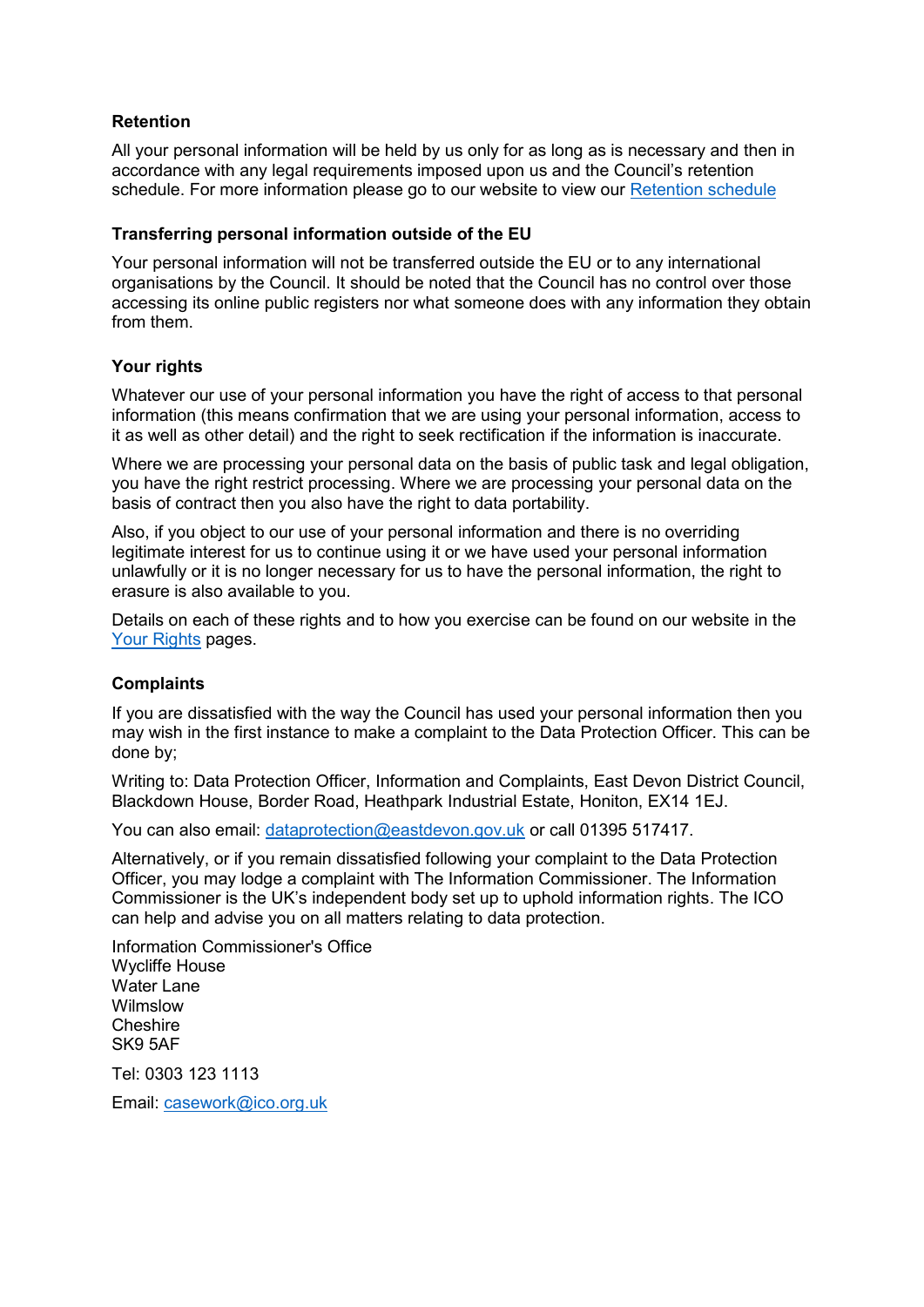### Retention

All your personal information will be held by us only for as long as is necessary and then in accordance with any legal requirements imposed upon us and the Council's retention schedule. For more information please go to our website to view our Retention schedule

### Transferring personal information outside of the EU

Your personal information will not be transferred outside the EU or to any international organisations by the Council. It should be noted that the Council has no control over those accessing its online public registers nor what someone does with any information they obtain from them.

### Your rights

Whatever our use of your personal information you have the right of access to that personal information (this means confirmation that we are using your personal information, access to it as well as other detail) and the right to seek rectification if the information is inaccurate.

Where we are processing your personal data on the basis of public task and legal obligation, you have the right restrict processing. Where we are processing your personal data on the basis of contract then you also have the right to data portability.

Also, if you object to our use of your personal information and there is no overriding legitimate interest for us to continue using it or we have used your personal information unlawfully or it is no longer necessary for us to have the personal information, the right to erasure is also available to you.

Details on each of these rights and to how you exercise can be found on our website in the Your Rights pages.

### Complaints

If you are dissatisfied with the way the Council has used your personal information then you may wish in the first instance to make a complaint to the Data Protection Officer. This can be done by;

Writing to: Data Protection Officer, Information and Complaints, East Devon District Council, Blackdown House, Border Road, Heathpark Industrial Estate, Honiton, EX14 1EJ.

You can also email: dataprotection@eastdevon.gov.uk or call 01395 517417.

Alternatively, or if you remain dissatisfied following your complaint to the Data Protection Officer, you may lodge a complaint with The Information Commissioner. The Information Commissioner is the UK's independent body set up to uphold information rights. The ICO can help and advise you on all matters relating to data protection.

Information Commissioner's Office
Wycliffe House
Water Lane
Wilmslow
Cheshire
SK9 5AF

Tel: 0303 123 1113

Email: casework@ico.org.uk